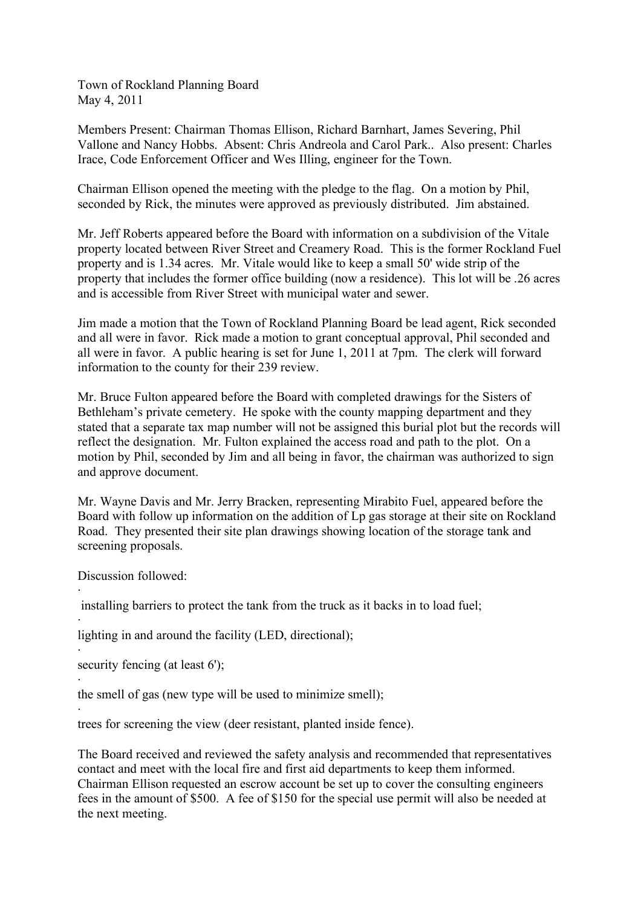Town of Rockland Planning Board
May 4, 2011

Members Present: Chairman Thomas Ellison, Richard Barnhart, James Severing, Phil Vallone and Nancy Hobbs. Absent: Chris Andreola and Carol Park.. Also present: Charles Irace, Code Enforcement Officer and Wes Illing, engineer for the Town.

Chairman Ellison opened the meeting with the pledge to the flag. On a motion by Phil, seconded by Rick, the minutes were approved as previously distributed. Jim abstained.

Mr. Jeff Roberts appeared before the Board with information on a subdivision of the Vitale property located between River Street and Creamery Road. This is the former Rockland Fuel property and is 1.34 acres. Mr. Vitale would like to keep a small 50' wide strip of the property that includes the former office building (now a residence). This lot will be .26 acres and is accessible from River Street with municipal water and sewer.

Jim made a motion that the Town of Rockland Planning Board be lead agent, Rick seconded and all were in favor. Rick made a motion to grant conceptual approval, Phil seconded and all were in favor. A public hearing is set for June 1, 2011 at 7pm. The clerk will forward information to the county for their 239 review.

Mr. Bruce Fulton appeared before the Board with completed drawings for the Sisters of Bethleham's private cemetery. He spoke with the county mapping department and they stated that a separate tax map number will not be assigned this burial plot but the records will reflect the designation. Mr. Fulton explained the access road and path to the plot. On a motion by Phil, seconded by Jim and all being in favor, the chairman was authorized to sign and approve document.

Mr. Wayne Davis and Mr. Jerry Bracken, representing Mirabito Fuel, appeared before the Board with follow up information on the addition of Lp gas storage at their site on Rockland Road. They presented their site plan drawings showing location of the storage tank and screening proposals.

Discussion followed:

- installing barriers to protect the tank from the truck as it backs in to load fuel;
- lighting in and around the facility (LED, directional);
- security fencing (at least 6');
- the smell of gas (new type will be used to minimize smell);
- trees for screening the view (deer resistant, planted inside fence).

The Board received and reviewed the safety analysis and recommended that representatives contact and meet with the local fire and first aid departments to keep them informed. Chairman Ellison requested an escrow account be set up to cover the consulting engineers fees in the amount of $500. A fee of $150 for the special use permit will also be needed at the next meeting.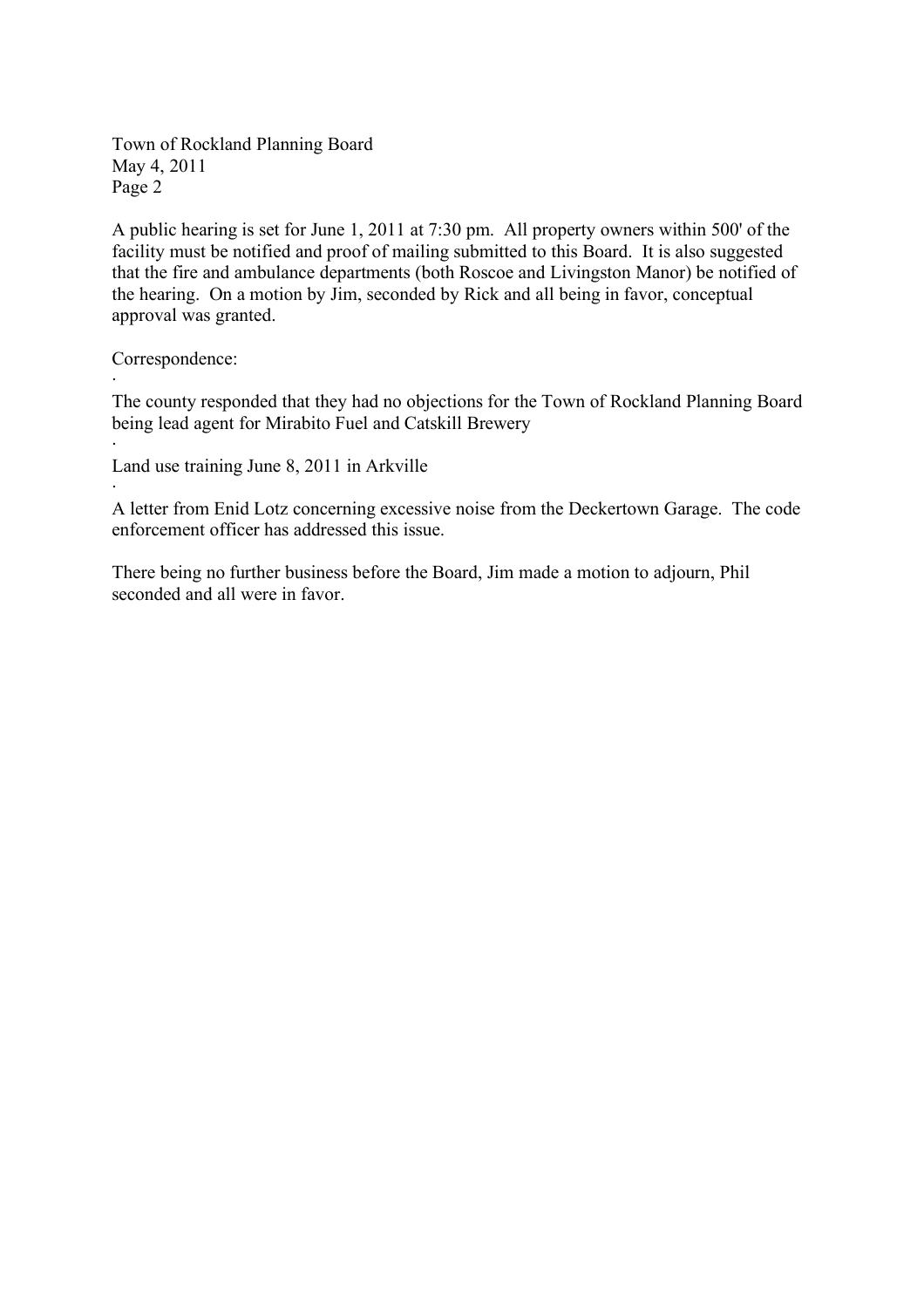A public hearing is set for June 1, 2011 at 7:30 pm. All property owners within 500' of the facility must be notified and proof of mailing submitted to this Board. It is also suggested that the fire and ambulance departments (both Roscoe and Livingston Manor) be notified of the hearing. On a motion by Jim, seconded by Rick and all being in favor, conceptual approval was granted.

Correspondence:

- The county responded that they had no objections for the Town of Rockland Planning Board being lead agent for Mirabito Fuel and Catskill Brewery
- Land use training June 8, 2011 in Arkville
- A letter from Enid Lotz concerning excessive noise from the Deckertown Garage. The code enforcement officer has addressed this issue.

There being no further business before the Board, Jim made a motion to adjourn, Phil seconded and all were in favor.